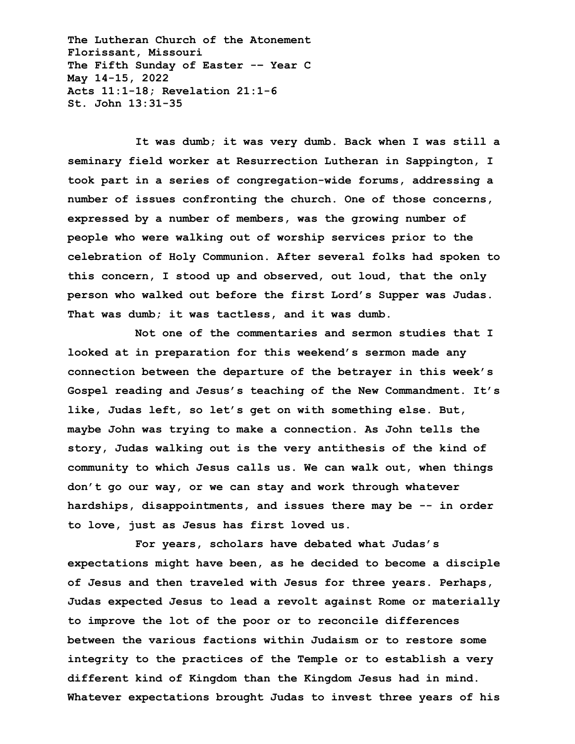**The Lutheran Church of the Atonement**
**Florissant, Missouri**
**The Fifth Sunday of Easter -- Year C**
**May 14-15, 2022**
**Acts 11:1-18; Revelation 21:1-6**
**St. John 13:31-35**

It was dumb; it was very dumb. Back when I was still a seminary field worker at Resurrection Lutheran in Sappington, I took part in a series of congregation-wide forums, addressing a number of issues confronting the church. One of those concerns, expressed by a number of members, was the growing number of people who were walking out of worship services prior to the celebration of Holy Communion. After several folks had spoken to this concern, I stood up and observed, out loud, that the only person who walked out before the first Lord's Supper was Judas. That was dumb; it was tactless, and it was dumb.

Not one of the commentaries and sermon studies that I looked at in preparation for this weekend's sermon made any connection between the departure of the betrayer in this week's Gospel reading and Jesus's teaching of the New Commandment. It's like, Judas left, so let's get on with something else. But, maybe John was trying to make a connection. As John tells the story, Judas walking out is the very antithesis of the kind of community to which Jesus calls us. We can walk out, when things don't go our way, or we can stay and work through whatever hardships, disappointments, and issues there may be -- in order to love, just as Jesus has first loved us.

For years, scholars have debated what Judas's expectations might have been, as he decided to become a disciple of Jesus and then traveled with Jesus for three years. Perhaps, Judas expected Jesus to lead a revolt against Rome or materially to improve the lot of the poor or to reconcile differences between the various factions within Judaism or to restore some integrity to the practices of the Temple or to establish a very different kind of Kingdom than the Kingdom Jesus had in mind. Whatever expectations brought Judas to invest three years of his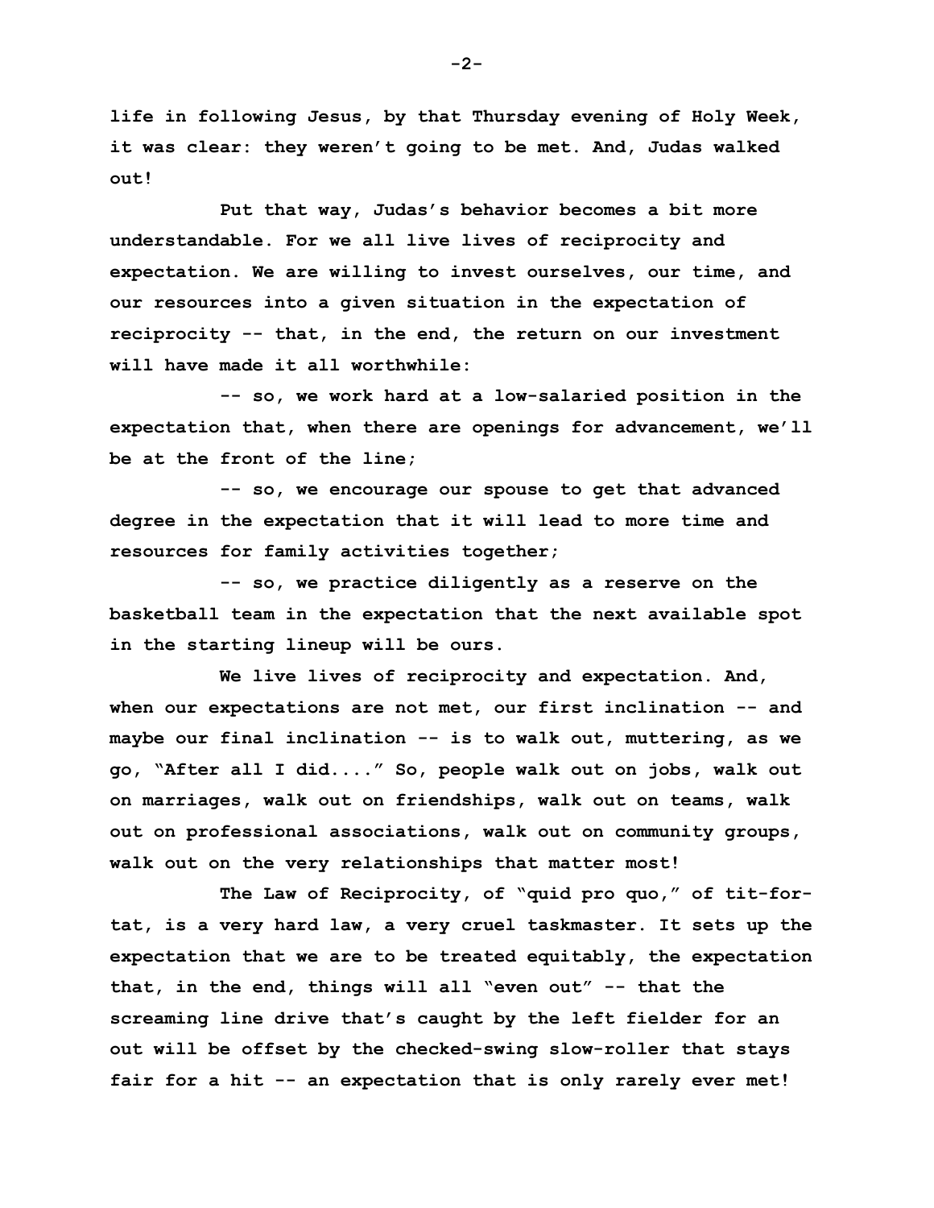**life in following Jesus, by that Thursday evening of Holy Week, it was clear: they weren't going to be met. And, Judas walked out!**

**Put that way, Judas's behavior becomes a bit more understandable. For we all live lives of reciprocity and expectation. We are willing to invest ourselves, our time, and our resources into a given situation in the expectation of reciprocity -- that, in the end, the return on our investment will have made it all worthwhile:**

**-- so, we work hard at a low-salaried position in the expectation that, when there are openings for advancement, we'll be at the front of the line;**

**-- so, we encourage our spouse to get that advanced degree in the expectation that it will lead to more time and resources for family activities together;**

**-- so, we practice diligently as a reserve on the basketball team in the expectation that the next available spot in the starting lineup will be ours.**

**We live lives of reciprocity and expectation. And, when our expectations are not met, our first inclination -- and maybe our final inclination -- is to walk out, muttering, as we go, "After all I did...." So, people walk out on jobs, walk out on marriages, walk out on friendships, walk out on teams, walk out on professional associations, walk out on community groups, walk out on the very relationships that matter most!**

**The Law of Reciprocity, of "quid pro quo," of tit-for-tat, is a very hard law, a very cruel taskmaster. It sets up the expectation that we are to be treated equitably, the expectation that, in the end, things will all "even out" -- that the screaming line drive that's caught by the left fielder for an out will be offset by the checked-swing slow-roller that stays fair for a hit -- an expectation that is only rarely ever met!**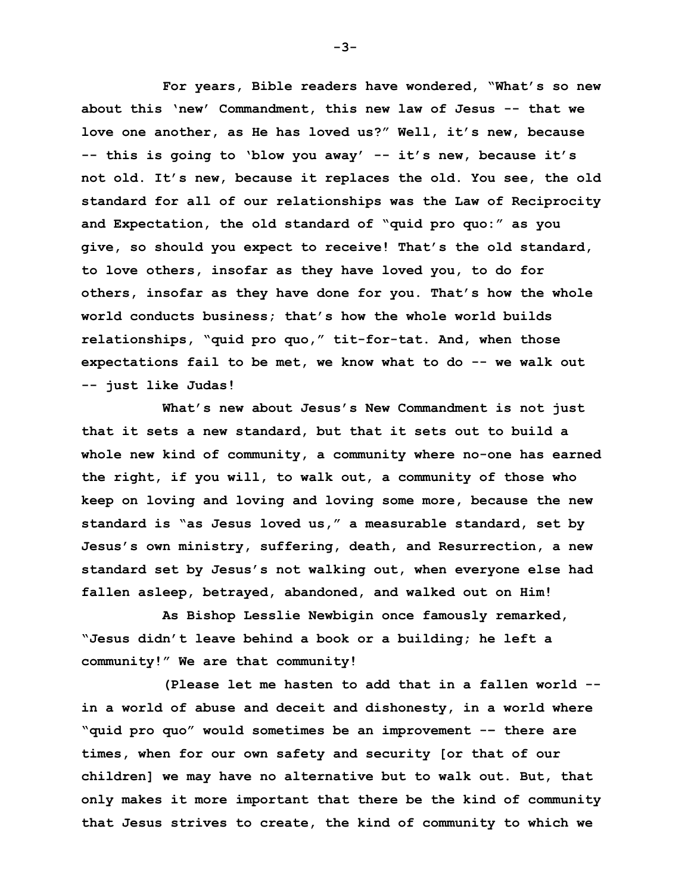**For years, Bible readers have wondered, "What's so new about this 'new' Commandment, this new law of Jesus -- that we love one another, as He has loved us?" Well, it's new, because -- this is going to 'blow you away' -- it's new, because it's not old. It's new, because it replaces the old. You see, the old standard for all of our relationships was the Law of Reciprocity and Expectation, the old standard of "quid pro quo:" as you give, so should you expect to receive! That's the old standard, to love others, insofar as they have loved you, to do for others, insofar as they have done for you. That's how the whole world conducts business; that's how the whole world builds relationships, "quid pro quo," tit-for-tat. And, when those expectations fail to be met, we know what to do -- we walk out -- just like Judas!**

**What's new about Jesus's New Commandment is not just that it sets a new standard, but that it sets out to build a whole new kind of community, a community where no-one has earned the right, if you will, to walk out, a community of those who keep on loving and loving and loving some more, because the new standard is "as Jesus loved us," a measurable standard, set by Jesus's own ministry, suffering, death, and Resurrection, a new standard set by Jesus's not walking out, when everyone else had fallen asleep, betrayed, abandoned, and walked out on Him!**

**As Bishop Lesslie Newbigin once famously remarked, "Jesus didn't leave behind a book or a building; he left a community!" We are that community!**

**(Please let me hasten to add that in a fallen world -- in a world of abuse and deceit and dishonesty, in a world where "quid pro quo" would sometimes be an improvement -- there are times, when for our own safety and security [or that of our children] we may have no alternative but to walk out. But, that only makes it more important that there be the kind of community that Jesus strives to create, the kind of community to which we**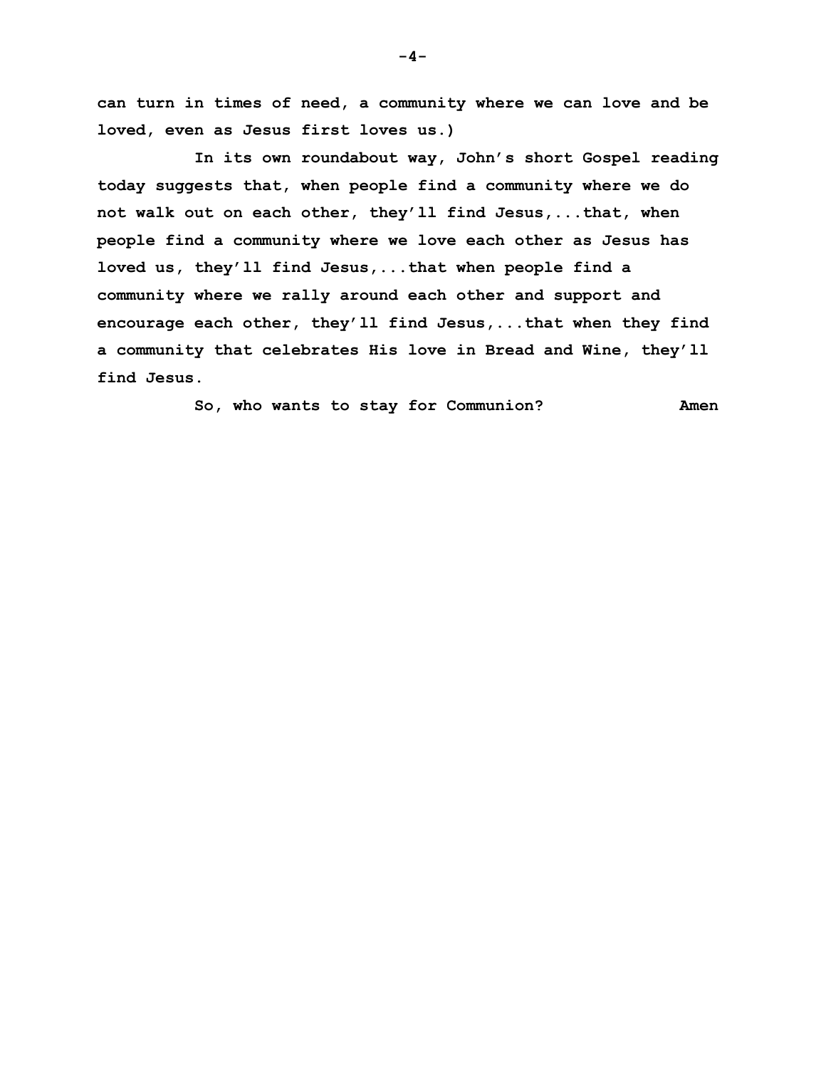**can turn in times of need, a community where we can love and be loved, even as Jesus first loves us.)**

**In its own roundabout way, John's short Gospel reading today suggests that, when people find a community where we do not walk out on each other, they'll find Jesus,...that, when people find a community where we love each other as Jesus has loved us, they'll find Jesus,...that when people find a community where we rally around each other and support and encourage each other, they'll find Jesus,...that when they find a community that celebrates His love in Bread and Wine, they'll find Jesus.**

**So, who wants to stay for Communion? Amen**